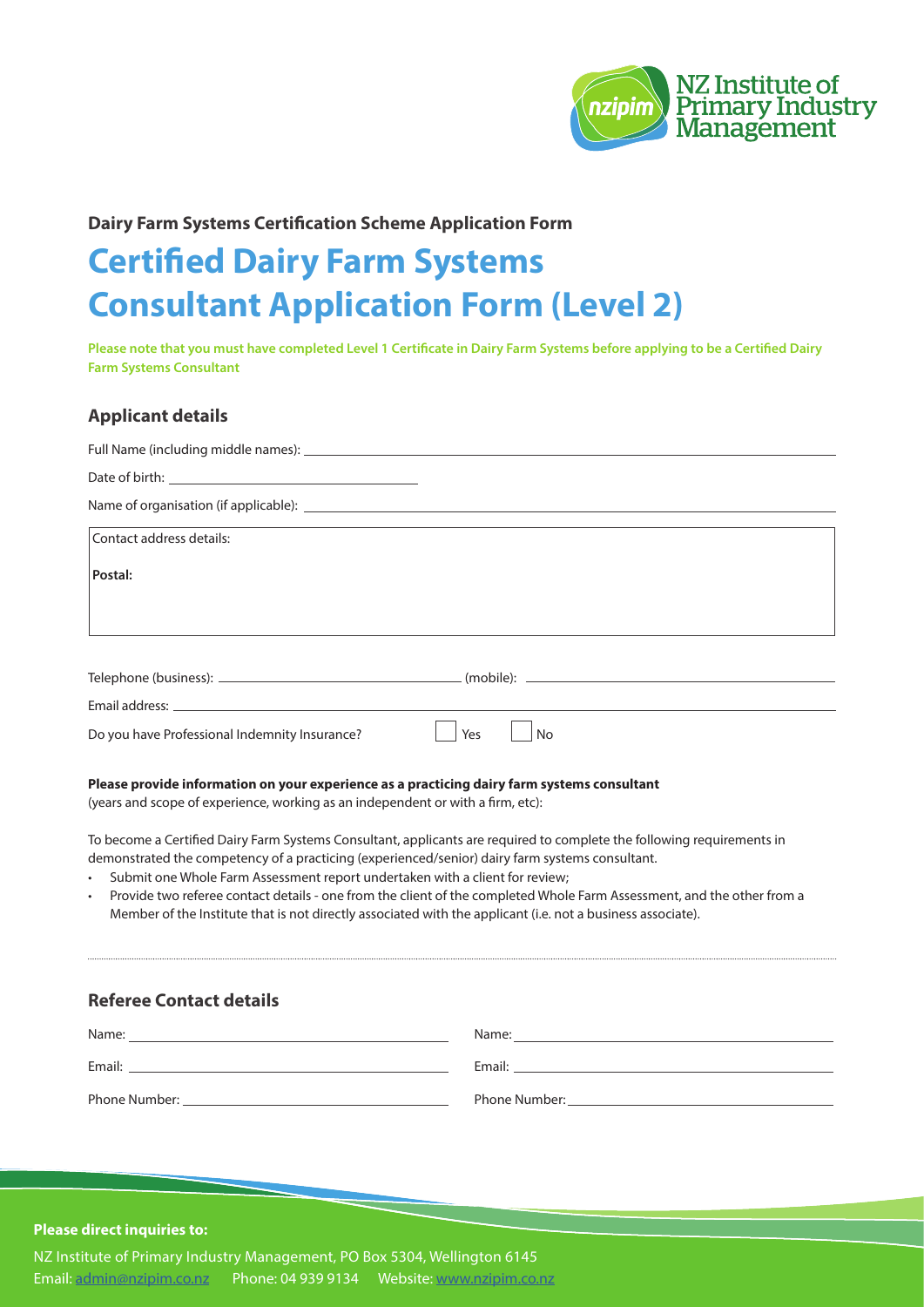**Dairy Farm Systems Certification Scheme Application Form**

# Certified Dairy Farm Systems Consultant Application Form (Level 2)

**Please note that you must have completed Level 1 Certificate in Dairy Farm Systems before applying to be a Certified Dairy Farm Systems Consultant**

## Applicant details

Full Name (including middle names): ______________________________

Date of birth: ______________________________

Name of organisation (if applicable): ______________________________

Contact address details:

**Postal:**

Telephone (business): ______________________________ (mobile): ______________________________

Email address: ______________________________

Do you have Professional Indemnity Insurance? ☐ Yes ☐ No

**Please provide information on your experience as a practicing dairy farm systems consultant**
(years and scope of experience, working as an independent or with a firm, etc):

To become a Certified Dairy Farm Systems Consultant, applicants are required to complete the following requirements in demonstrated the competency of a practicing (experienced/senior) dairy farm systems consultant.

- Submit one Whole Farm Assessment report undertaken with a client for review;
- Provide two referee contact details - one from the client of the completed Whole Farm Assessment, and the other from a Member of the Institute that is not directly associated with the applicant (i.e. not a business associate).

## Referee Contact details

| | |
|---|---|
| Name: | Name: |
| Email: | Email: |
| Phone Number: | Phone Number: |

**Please direct inquiries to:**

NZ Institute of Primary Industry Management, PO Box 5304, Wellington 6145
Email: admin@nzipim.co.nz Phone: 04 939 9134 Website: www.nzipim.co.nz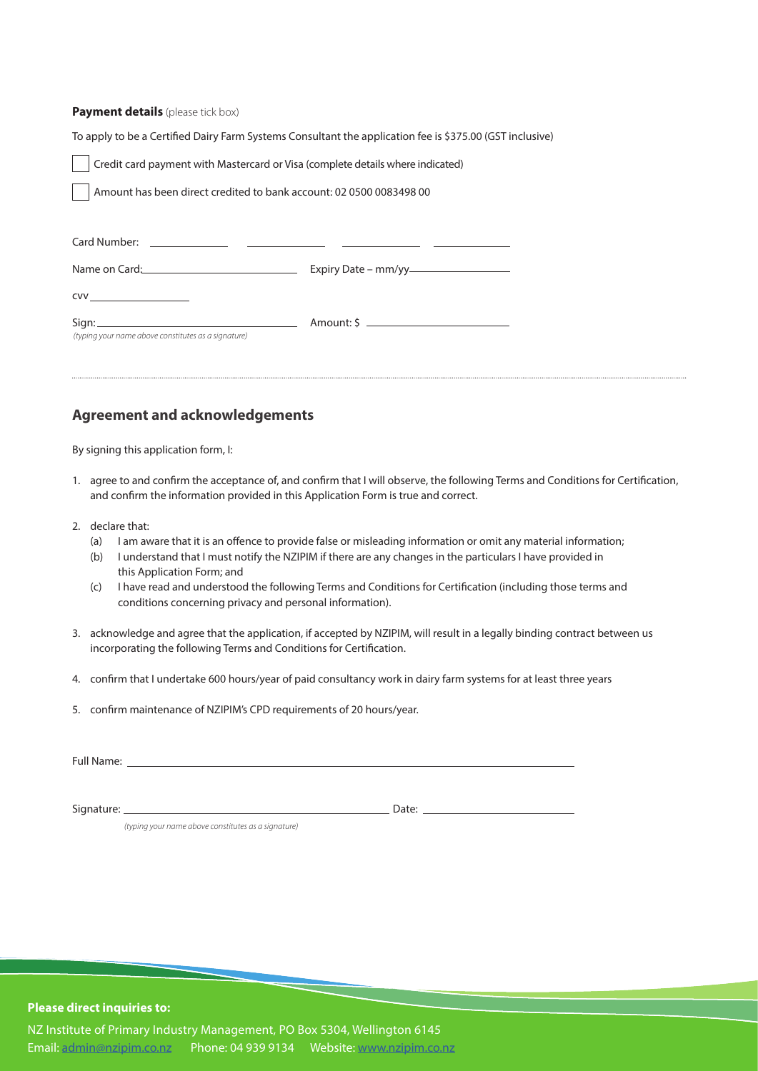**Payment details** (please tick box)

To apply to be a Certified Dairy Farm Systems Consultant the application fee is $375.00 (GST inclusive)

☐ Credit card payment with Mastercard or Visa (complete details where indicated)

☐ Amount has been direct credited to bank account: 02 0500 0083498 00

Card Number: ____________ ____________ ____________ ____________

Name on Card: ________________________ Expiry Date – mm/yy ________________

CVV ________________

Sign: ________________________________ Amount: $ ________________________

*(typing your name above constitutes as a signature)*

## Agreement and acknowledgements

By signing this application form, I:

1. agree to and confirm the acceptance of, and confirm that I will observe, the following Terms and Conditions for Certification, and confirm the information provided in this Application Form is true and correct.
2. declare that:
   (a) I am aware that it is an offence to provide false or misleading information or omit any material information;
   (b) I understand that I must notify the NZIPIM if there are any changes in the particulars I have provided in this Application Form; and
   (c) I have read and understood the following Terms and Conditions for Certification (including those terms and conditions concerning privacy and personal information).
3. acknowledge and agree that the application, if accepted by NZIPIM, will result in a legally binding contract between us incorporating the following Terms and Conditions for Certification.
4. confirm that I undertake 600 hours/year of paid consultancy work in dairy farm systems for at least three years
5. confirm maintenance of NZIPIM's CPD requirements of 20 hours/year.

Full Name: ________________________________________________________________

Signature: ________________________________________ Date: ____________________

*(typing your name above constitutes as a signature)*

**Please direct inquiries to:**

NZ Institute of Primary Industry Management, PO Box 5304, Wellington 6145
Email: admin@nzipim.co.nz Phone: 04 939 9134 Website: www.nzipim.co.nz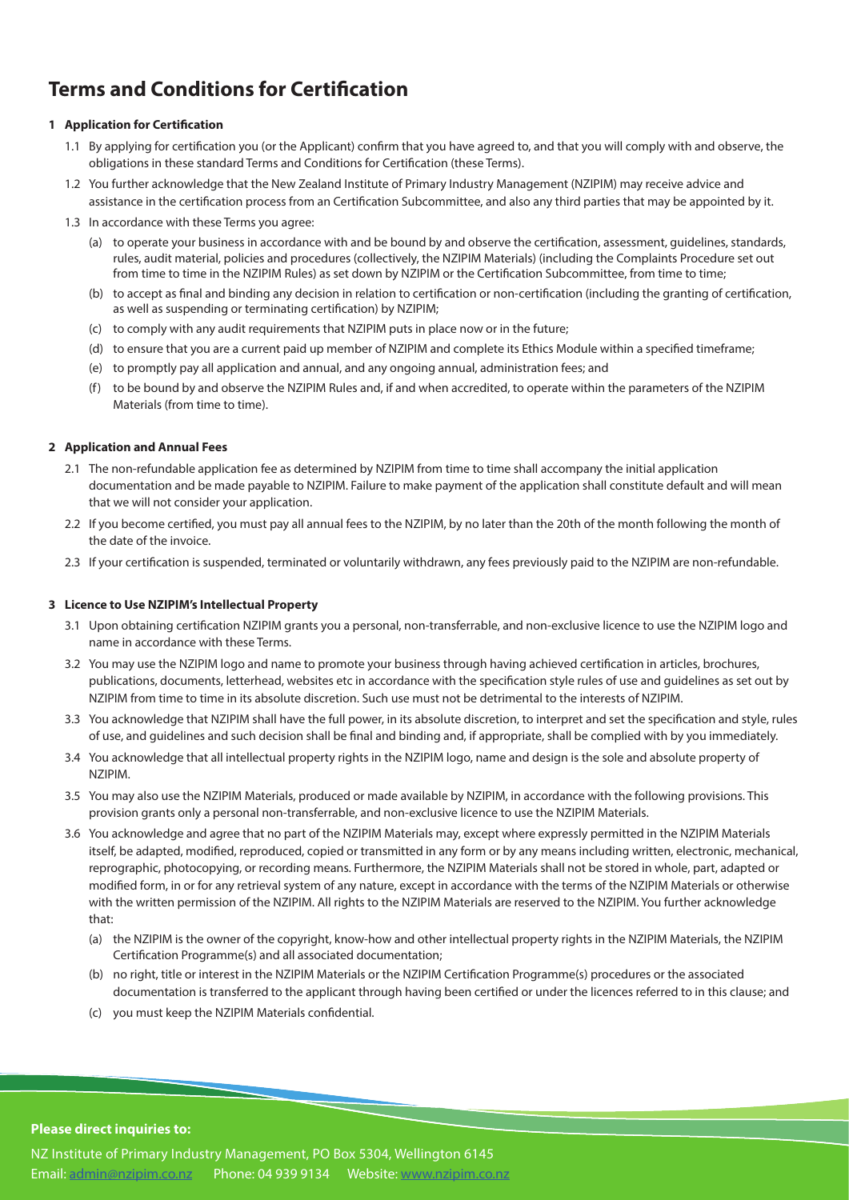# Terms and Conditions for Certification

**1 Application for Certification**

1.1 By applying for certification you (or the Applicant) confirm that you have agreed to, and that you will comply with and observe, the obligations in these standard Terms and Conditions for Certification (these Terms).

1.2 You further acknowledge that the New Zealand Institute of Primary Industry Management (NZIPIM) may receive advice and assistance in the certification process from an Certification Subcommittee, and also any third parties that may be appointed by it.

1.3 In accordance with these Terms you agree:

(a) to operate your business in accordance with and be bound by and observe the certification, assessment, guidelines, standards, rules, audit material, policies and procedures (collectively, the NZIPIM Materials) (including the Complaints Procedure set out from time to time in the NZIPIM Rules) as set down by NZIPIM or the Certification Subcommittee, from time to time;

(b) to accept as final and binding any decision in relation to certification or non-certification (including the granting of certification, as well as suspending or terminating certification) by NZIPIM;

(c) to comply with any audit requirements that NZIPIM puts in place now or in the future;

(d) to ensure that you are a current paid up member of NZIPIM and complete its Ethics Module within a specified timeframe;

(e) to promptly pay all application and annual, and any ongoing annual, administration fees; and

(f) to be bound by and observe the NZIPIM Rules and, if and when accredited, to operate within the parameters of the NZIPIM Materials (from time to time).

**2 Application and Annual Fees**

2.1 The non-refundable application fee as determined by NZIPIM from time to time shall accompany the initial application documentation and be made payable to NZIPIM. Failure to make payment of the application shall constitute default and will mean that we will not consider your application.

2.2 If you become certified, you must pay all annual fees to the NZIPIM, by no later than the 20th of the month following the month of the date of the invoice.

2.3 If your certification is suspended, terminated or voluntarily withdrawn, any fees previously paid to the NZIPIM are non-refundable.

**3 Licence to Use NZIPIM's Intellectual Property**

3.1 Upon obtaining certification NZIPIM grants you a personal, non-transferrable, and non-exclusive licence to use the NZIPIM logo and name in accordance with these Terms.

3.2 You may use the NZIPIM logo and name to promote your business through having achieved certification in articles, brochures, publications, documents, letterhead, websites etc in accordance with the specification style rules of use and guidelines as set out by NZIPIM from time to time in its absolute discretion. Such use must not be detrimental to the interests of NZIPIM.

3.3 You acknowledge that NZIPIM shall have the full power, in its absolute discretion, to interpret and set the specification and style, rules of use, and guidelines and such decision shall be final and binding and, if appropriate, shall be complied with by you immediately.

3.4 You acknowledge that all intellectual property rights in the NZIPIM logo, name and design is the sole and absolute property of NZIPIM.

3.5 You may also use the NZIPIM Materials, produced or made available by NZIPIM, in accordance with the following provisions. This provision grants only a personal non-transferrable, and non-exclusive licence to use the NZIPIM Materials.

3.6 You acknowledge and agree that no part of the NZIPIM Materials may, except where expressly permitted in the NZIPIM Materials itself, be adapted, modified, reproduced, copied or transmitted in any form or by any means including written, electronic, mechanical, reprographic, photocopying, or recording means. Furthermore, the NZIPIM Materials shall not be stored in whole, part, adapted or modified form, in or for any retrieval system of any nature, except in accordance with the terms of the NZIPIM Materials or otherwise with the written permission of the NZIPIM. All rights to the NZIPIM Materials are reserved to the NZIPIM. You further acknowledge that:

(a) the NZIPIM is the owner of the copyright, know-how and other intellectual property rights in the NZIPIM Materials, the NZIPIM Certification Programme(s) and all associated documentation;

(b) no right, title or interest in the NZIPIM Materials or the NZIPIM Certification Programme(s) procedures or the associated documentation is transferred to the applicant through having been certified or under the licences referred to in this clause; and

(c) you must keep the NZIPIM Materials confidential.

**Please direct inquiries to:**

NZ Institute of Primary Industry Management, PO Box 5304, Wellington 6145
Email: admin@nzipim.co.nz Phone: 04 939 9134 Website: www.nzipim.co.nz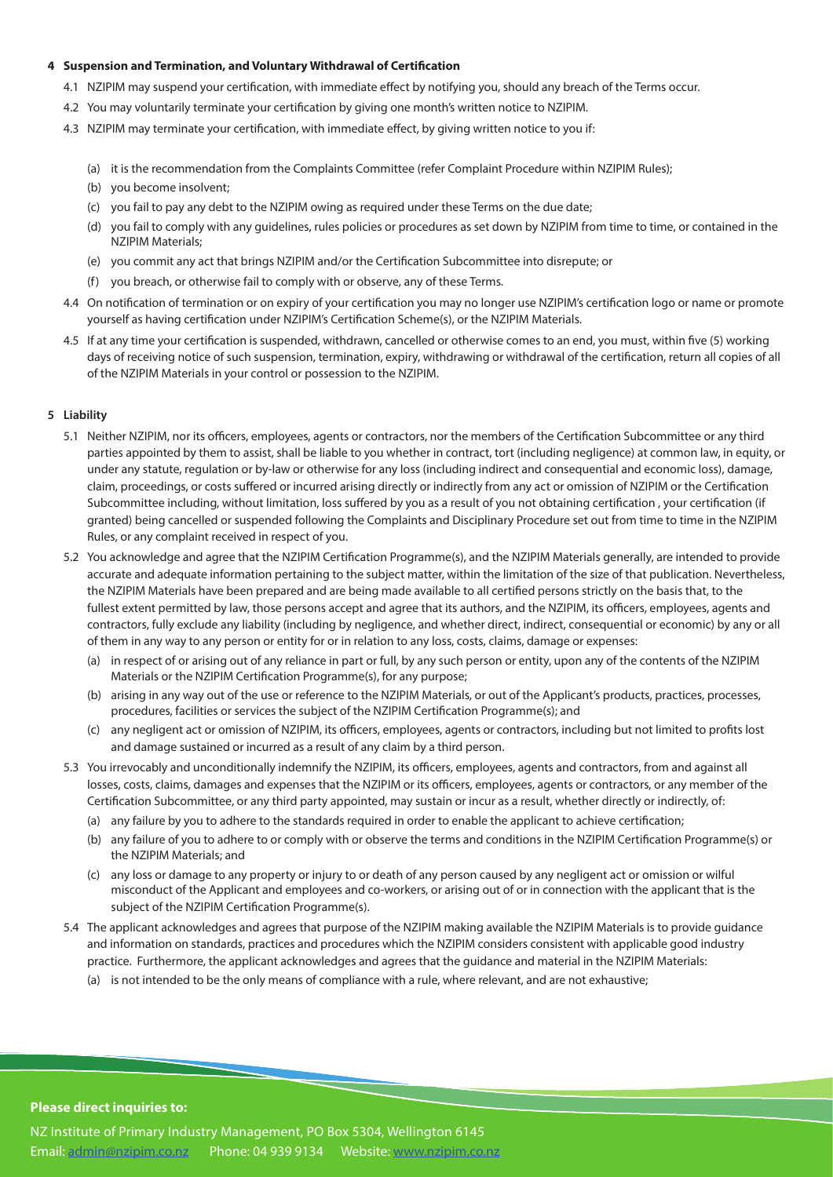**4 Suspension and Termination, and Voluntary Withdrawal of Certification**

4.1 NZIPIM may suspend your certification, with immediate effect by notifying you, should any breach of the Terms occur.

4.2 You may voluntarily terminate your certification by giving one month's written notice to NZIPIM.

4.3 NZIPIM may terminate your certification, with immediate effect, by giving written notice to you if:

(a) it is the recommendation from the Complaints Committee (refer Complaint Procedure within NZIPIM Rules);

(b) you become insolvent;

(c) you fail to pay any debt to the NZIPIM owing as required under these Terms on the due date;

(d) you fail to comply with any guidelines, rules policies or procedures as set down by NZIPIM from time to time, or contained in the NZIPIM Materials;

(e) you commit any act that brings NZIPIM and/or the Certification Subcommittee into disrepute; or

(f) you breach, or otherwise fail to comply with or observe, any of these Terms.

4.4 On notification of termination or on expiry of your certification you may no longer use NZIPIM's certification logo or name or promote yourself as having certification under NZIPIM's Certification Scheme(s), or the NZIPIM Materials.

4.5 If at any time your certification is suspended, withdrawn, cancelled or otherwise comes to an end, you must, within five (5) working days of receiving notice of such suspension, termination, expiry, withdrawing or withdrawal of the certification, return all copies of all of the NZIPIM Materials in your control or possession to the NZIPIM.

**5 Liability**

5.1 Neither NZIPIM, nor its officers, employees, agents or contractors, nor the members of the Certification Subcommittee or any third parties appointed by them to assist, shall be liable to you whether in contract, tort (including negligence) at common law, in equity, or under any statute, regulation or by-law or otherwise for any loss (including indirect and consequential and economic loss), damage, claim, proceedings, or costs suffered or incurred arising directly or indirectly from any act or omission of NZIPIM or the Certification Subcommittee including, without limitation, loss suffered by you as a result of you not obtaining certification , your certification (if granted) being cancelled or suspended following the Complaints and Disciplinary Procedure set out from time to time in the NZIPIM Rules, or any complaint received in respect of you.

5.2 You acknowledge and agree that the NZIPIM Certification Programme(s), and the NZIPIM Materials generally, are intended to provide accurate and adequate information pertaining to the subject matter, within the limitation of the size of that publication. Nevertheless, the NZIPIM Materials have been prepared and are being made available to all certified persons strictly on the basis that, to the fullest extent permitted by law, those persons accept and agree that its authors, and the NZIPIM, its officers, employees, agents and contractors, fully exclude any liability (including by negligence, and whether direct, indirect, consequential or economic) by any or all of them in any way to any person or entity for or in relation to any loss, costs, claims, damage or expenses:

(a) in respect of or arising out of any reliance in part or full, by any such person or entity, upon any of the contents of the NZIPIM Materials or the NZIPIM Certification Programme(s), for any purpose;

(b) arising in any way out of the use or reference to the NZIPIM Materials, or out of the Applicant's products, practices, processes, procedures, facilities or services the subject of the NZIPIM Certification Programme(s); and

(c) any negligent act or omission of NZIPIM, its officers, employees, agents or contractors, including but not limited to profits lost and damage sustained or incurred as a result of any claim by a third person.

5.3 You irrevocably and unconditionally indemnify the NZIPIM, its officers, employees, agents and contractors, from and against all losses, costs, claims, damages and expenses that the NZIPIM or its officers, employees, agents or contractors, or any member of the Certification Subcommittee, or any third party appointed, may sustain or incur as a result, whether directly or indirectly, of:

(a) any failure by you to adhere to the standards required in order to enable the applicant to achieve certification;

(b) any failure of you to adhere to or comply with or observe the terms and conditions in the NZIPIM Certification Programme(s) or the NZIPIM Materials; and

(c) any loss or damage to any property or injury to or death of any person caused by any negligent act or omission or wilful misconduct of the Applicant and employees and co-workers, or arising out of or in connection with the applicant that is the subject of the NZIPIM Certification Programme(s).

5.4 The applicant acknowledges and agrees that purpose of the NZIPIM making available the NZIPIM Materials is to provide guidance and information on standards, practices and procedures which the NZIPIM considers consistent with applicable good industry practice. Furthermore, the applicant acknowledges and agrees that the guidance and material in the NZIPIM Materials:

(a) is not intended to be the only means of compliance with a rule, where relevant, and are not exhaustive;

**Please direct inquiries to:**

NZ Institute of Primary Industry Management, PO Box 5304, Wellington 6145
Email: admin@nzipim.co.nz Phone: 04 939 9134 Website: www.nzipim.co.nz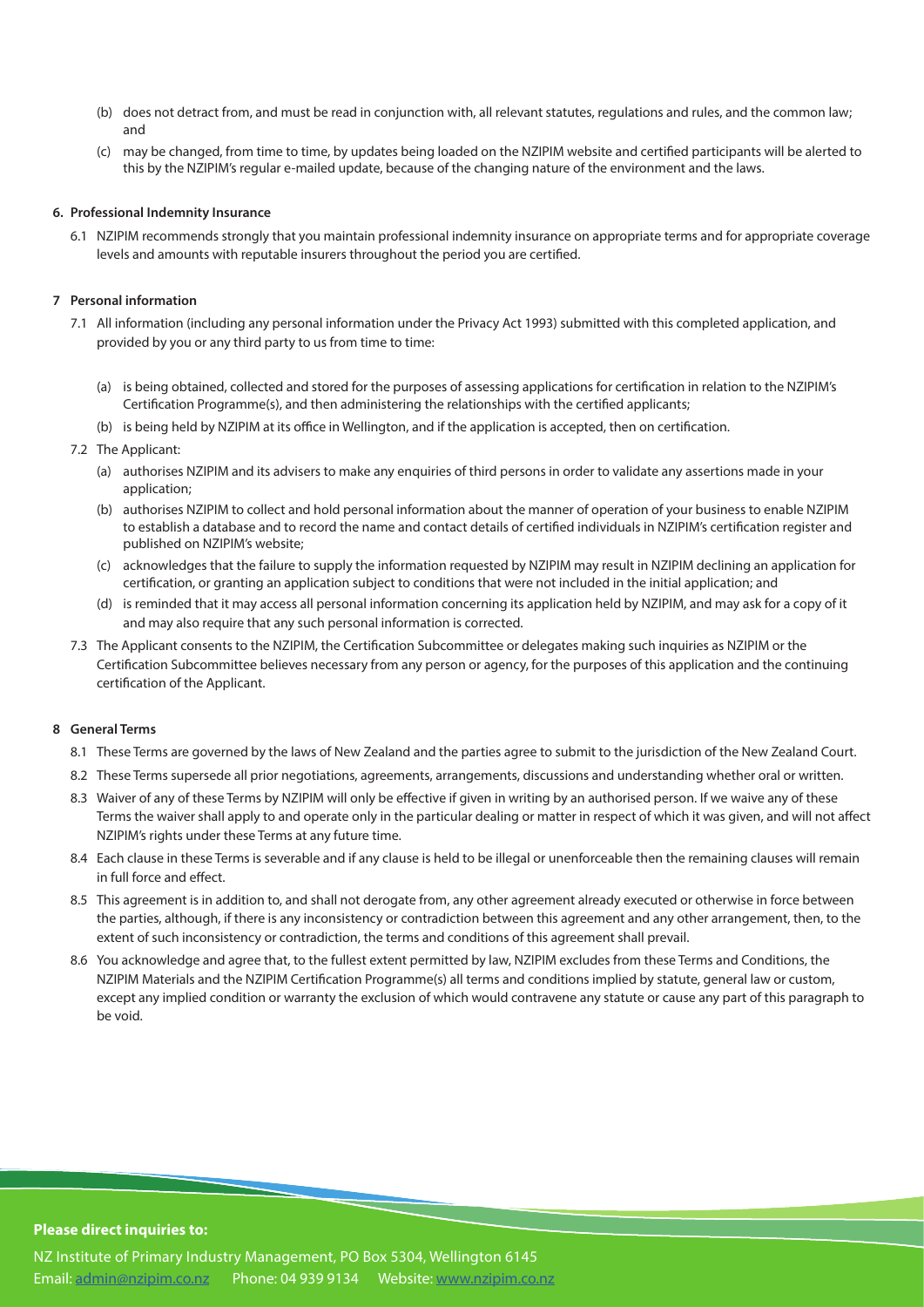(b) does not detract from, and must be read in conjunction with, all relevant statutes, regulations and rules, and the common law; and

(c) may be changed, from time to time, by updates being loaded on the NZIPIM website and certified participants will be alerted to this by the NZIPIM's regular e-mailed update, because of the changing nature of the environment and the laws.

**6. Professional Indemnity Insurance**

6.1 NZIPIM recommends strongly that you maintain professional indemnity insurance on appropriate terms and for appropriate coverage levels and amounts with reputable insurers throughout the period you are certified.

**7 Personal information**

7.1 All information (including any personal information under the Privacy Act 1993) submitted with this completed application, and provided by you or any third party to us from time to time:

(a) is being obtained, collected and stored for the purposes of assessing applications for certification in relation to the NZIPIM's Certification Programme(s), and then administering the relationships with the certified applicants;

(b) is being held by NZIPIM at its office in Wellington, and if the application is accepted, then on certification.

7.2 The Applicant:

(a) authorises NZIPIM and its advisers to make any enquiries of third persons in order to validate any assertions made in your application;

(b) authorises NZIPIM to collect and hold personal information about the manner of operation of your business to enable NZIPIM to establish a database and to record the name and contact details of certified individuals in NZIPIM's certification register and published on NZIPIM's website;

(c) acknowledges that the failure to supply the information requested by NZIPIM may result in NZIPIM declining an application for certification, or granting an application subject to conditions that were not included in the initial application; and

(d) is reminded that it may access all personal information concerning its application held by NZIPIM, and may ask for a copy of it and may also require that any such personal information is corrected.

7.3 The Applicant consents to the NZIPIM, the Certification Subcommittee or delegates making such inquiries as NZIPIM or the Certification Subcommittee believes necessary from any person or agency, for the purposes of this application and the continuing certification of the Applicant.

**8 General Terms**

8.1 These Terms are governed by the laws of New Zealand and the parties agree to submit to the jurisdiction of the New Zealand Court.

8.2 These Terms supersede all prior negotiations, agreements, arrangements, discussions and understanding whether oral or written.

8.3 Waiver of any of these Terms by NZIPIM will only be effective if given in writing by an authorised person. If we waive any of these Terms the waiver shall apply to and operate only in the particular dealing or matter in respect of which it was given, and will not affect NZIPIM's rights under these Terms at any future time.

8.4 Each clause in these Terms is severable and if any clause is held to be illegal or unenforceable then the remaining clauses will remain in full force and effect.

8.5 This agreement is in addition to, and shall not derogate from, any other agreement already executed or otherwise in force between the parties, although, if there is any inconsistency or contradiction between this agreement and any other arrangement, then, to the extent of such inconsistency or contradiction, the terms and conditions of this agreement shall prevail.

8.6 You acknowledge and agree that, to the fullest extent permitted by law, NZIPIM excludes from these Terms and Conditions, the NZIPIM Materials and the NZIPIM Certification Programme(s) all terms and conditions implied by statute, general law or custom, except any implied condition or warranty the exclusion of which would contravene any statute or cause any part of this paragraph to be void.

**Please direct inquiries to:**

NZ Institute of Primary Industry Management, PO Box 5304, Wellington 6145
Email: admin@nzipim.co.nz Phone: 04 939 9134 Website: www.nzipim.co.nz